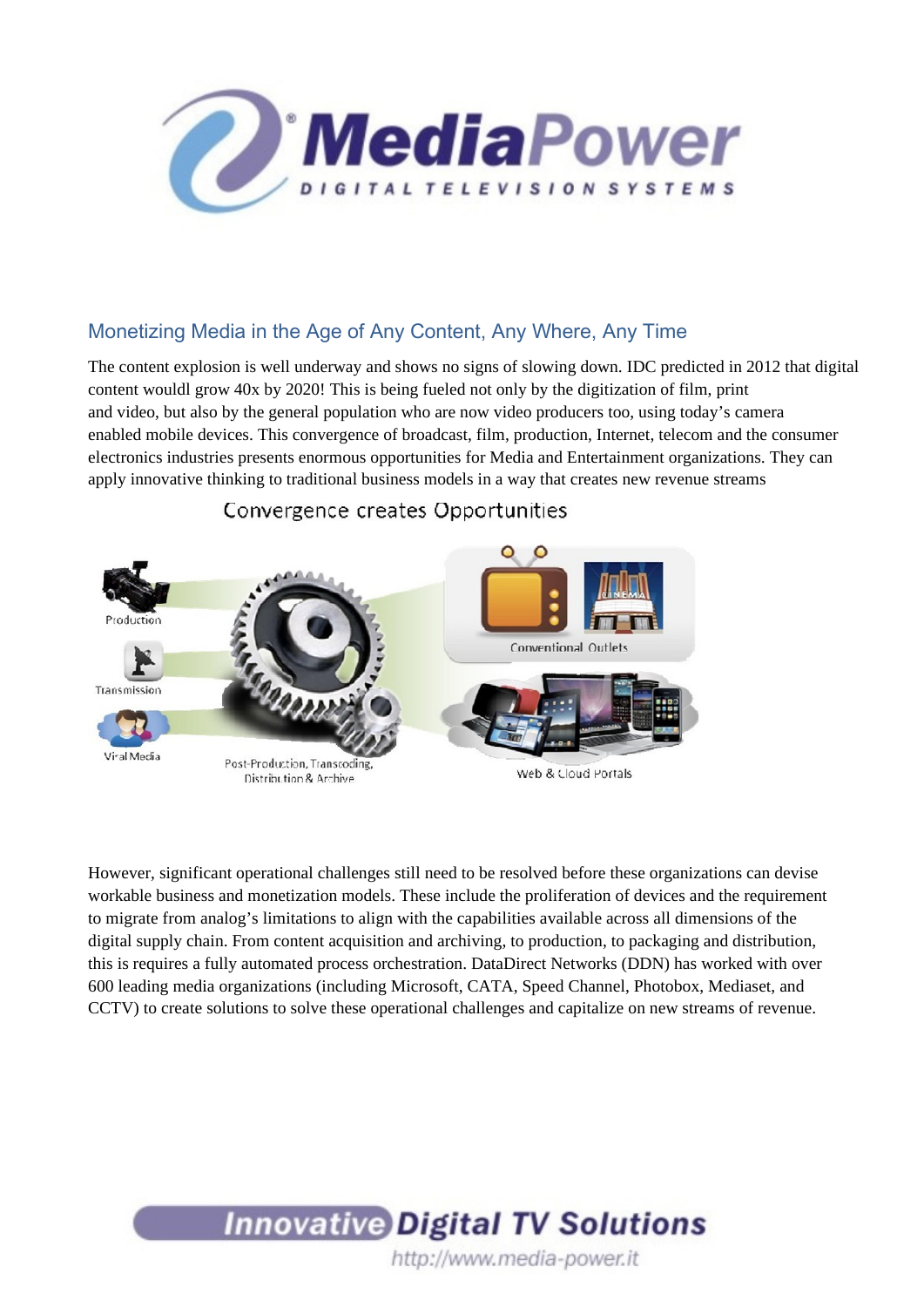## Monetizing Media in the Age of Any Content, Any Where, Any Time

The content explosion is well underway and shows no signs of slowing down. IDC predicted in 2012 that digital content wouldl grow 40x by 2020! This is being fueled not only by the digitization of film, print and video, but also by the general population who are now video producers too, using today's camera enabled mobile devices. This convergence of broadcast, film, production, Internet, telecom and the consumer electronics industries presents enormous opportunities for Media and Entertainment organizations. They can apply innovative thinking to traditional business models in a way that creates new revenue streams

However, significant operational challenges still need to be resolved before these organizations can devise workable business and monetization models. These include the proliferation of devices and the requirement to migrate from analog's limitations to align with the capabilities available across all dimensions of the digital supply chain. From content acquisition and archiving, to production, to packaging and distribution, this is requires a fully automated process orchestration. DataDirect Networks (DDN) has worked with over 600 leading media organizations (including Microsoft, CATA, Speed Channel, Photobox, Mediaset, and CCTV) to create solutions to solve these operational challenges and capitalize on new streams of revenue.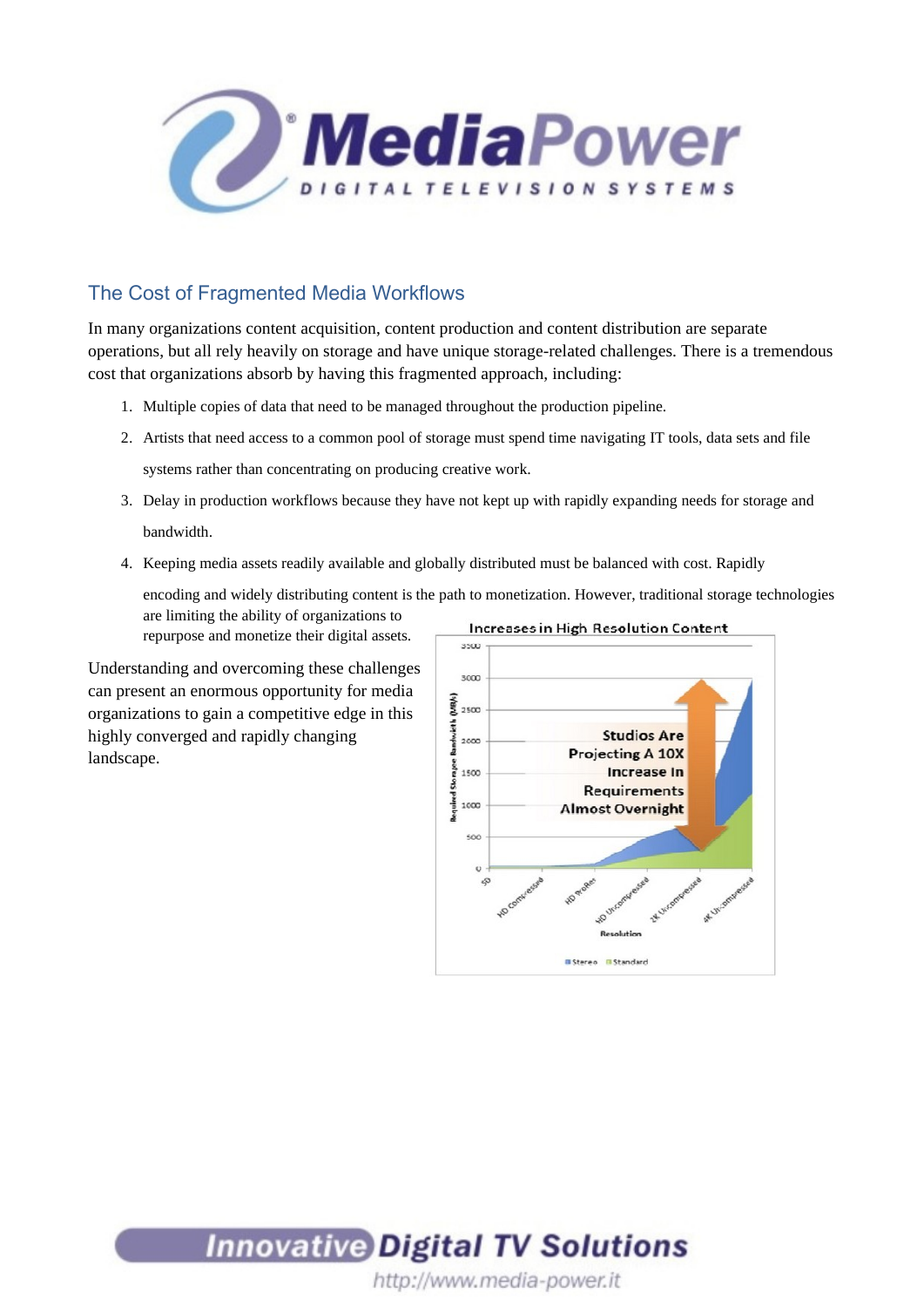## The Cost of Fragmented Media Workflows

In many organizations content acquisition, content production and content distribution are separate operations, but all rely heavily on storage and have unique storage-related challenges. There is a tremendous cost that organizations absorb by having this fragmented approach, including:

1. Multiple copies of data that need to be managed throughout the production pipeline.
2. Artists that need access to a common pool of storage must spend time navigating IT tools, data sets and file systems rather than concentrating on producing creative work.
3. Delay in production workflows because they have not kept up with rapidly expanding needs for storage and bandwidth.
4. Keeping media assets readily available and globally distributed must be balanced with cost. Rapidly encoding and widely distributing content is the path to monetization. However, traditional storage technologies are limiting the ability of organizations to repurpose and monetize their digital assets.

Understanding and overcoming these challenges can present an enormous opportunity for media organizations to gain a competitive edge in this highly converged and rapidly changing landscape.

Increases in High Resolution Content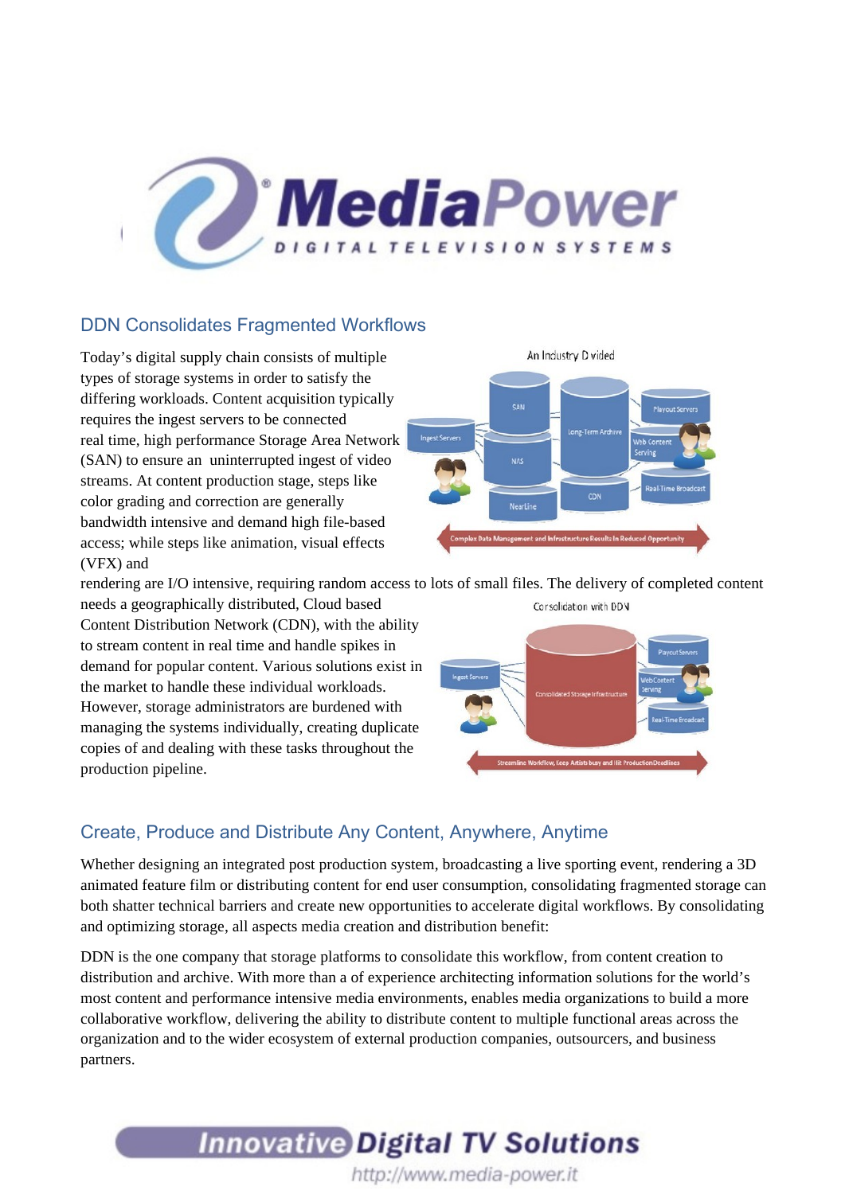## DDN Consolidates Fragmented Workflows

Today's digital supply chain consists of multiple types of storage systems in order to satisfy the differing workloads. Content acquisition typically requires the ingest servers to be connected real time, high performance Storage Area Network (SAN) to ensure an uninterrupted ingest of video streams. At content production stage, steps like color grading and correction are generally bandwidth intensive and demand high file-based access; while steps like animation, visual effects (VFX) and rendering are I/O intensive, requiring random access to lots of small files. The delivery of completed content needs a geographically distributed, Cloud based Content Distribution Network (CDN), with the ability to stream content in real time and handle spikes in demand for popular content. Various solutions exist in the market to handle these individual workloads. However, storage administrators are burdened with managing the systems individually, creating duplicate copies of and dealing with these tasks throughout the production pipeline.

## Create, Produce and Distribute Any Content, Anywhere, Anytime

Whether designing an integrated post production system, broadcasting a live sporting event, rendering a 3D animated feature film or distributing content for end user consumption, consolidating fragmented storage can both shatter technical barriers and create new opportunities to accelerate digital workflows. By consolidating and optimizing storage, all aspects media creation and distribution benefit:

DDN is the one company that storage platforms to consolidate this workflow, from content creation to distribution and archive. With more than a of experience architecting information solutions for the world's most content and performance intensive media environments, enables media organizations to build a more collaborative workflow, delivering the ability to distribute content to multiple functional areas across the organization and to the wider ecosystem of external production companies, outsourcers, and business partners.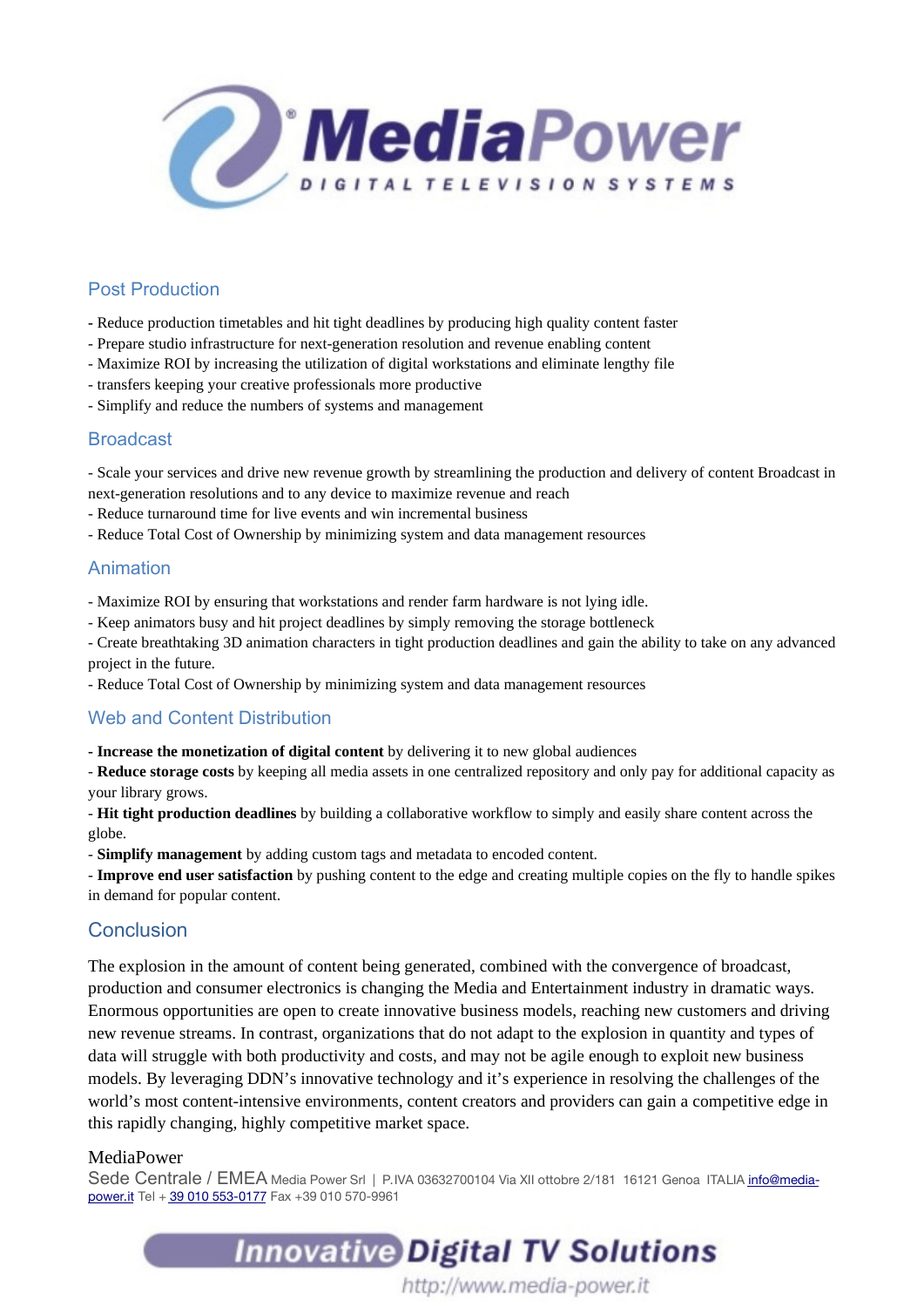# MediaPower

DIGITAL TELEVISION SYSTEMS

## Post Production

- Reduce production timetables and hit tight deadlines by producing high quality content faster
- Prepare studio infrastructure for next-generation resolution and revenue enabling content
- Maximize ROI by increasing the utilization of digital workstations and eliminate lengthy file
- transfers keeping your creative professionals more productive
- Simplify and reduce the numbers of systems and management

## Broadcast

- Scale your services and drive new revenue growth by streamlining the production and delivery of content Broadcast in next-generation resolutions and to any device to maximize revenue and reach
- Reduce turnaround time for live events and win incremental business
- Reduce Total Cost of Ownership by minimizing system and data management resources

## Animation

- Maximize ROI by ensuring that workstations and render farm hardware is not lying idle.
- Keep animators busy and hit project deadlines by simply removing the storage bottleneck
- Create breathtaking 3D animation characters in tight production deadlines and gain the ability to take on any advanced project in the future.
- Reduce Total Cost of Ownership by minimizing system and data management resources

## Web and Content Distribution

- **Increase the monetization of digital content** by delivering it to new global audiences
- **Reduce storage costs** by keeping all media assets in one centralized repository and only pay for additional capacity as your library grows.
- **Hit tight production deadlines** by building a collaborative workflow to simply and easily share content across the globe.
- **Simplify management** by adding custom tags and metadata to encoded content.
- **Improve end user satisfaction** by pushing content to the edge and creating multiple copies on the fly to handle spikes in demand for popular content.

## Conclusion

The explosion in the amount of content being generated, combined with the convergence of broadcast, production and consumer electronics is changing the Media and Entertainment industry in dramatic ways. Enormous opportunities are open to create innovative business models, reaching new customers and driving new revenue streams. In contrast, organizations that do not adapt to the explosion in quantity and types of data will struggle with both productivity and costs, and may not be agile enough to exploit new business models. By leveraging DDN's innovative technology and it's experience in resolving the challenges of the world's most content-intensive environments, content creators and providers can gain a competitive edge in this rapidly changing, highly competitive market space.

MediaPower
Sede Centrale / EMEA Media Power Srl | P.IVA 03632700104 Via XII ottobre 2/181 16121 Genoa ITALIA info@media-power.it Tel + 39 010 553-0177 Fax +39 010 570-9961

Innovative Digital TV Solutions
http://www.media-power.it